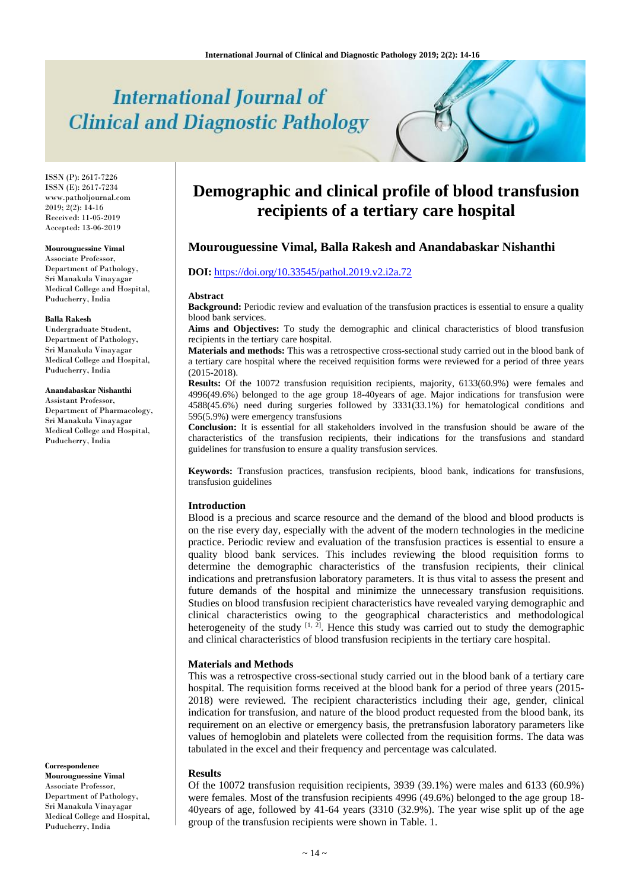# Demographic and clinical profile of blood transfusion recipients of a tertiary care hospital

**Mourouguessine Vimal, Balla Rakesh and Anandabaskar Nishanthi**

**DOI:** https://doi.org/10.33545/pathol.2019.v2.i2a.72

ISSN (P): 2617-7226
ISSN (E): 2617-7234
www.patholjournal.com
2019; 2(2): 14-16
Received: 11-05-2019
Accepted: 13-06-2019

**Mourouguessine Vimal**
Associate Professor, Department of Pathology, Sri Manakula Vinayagar Medical College and Hospital, Puducherry, India

**Balla Rakesh**
Undergraduate Student, Department of Pathology, Sri Manakula Vinayagar Medical College and Hospital, Puducherry, India

**Anandabaskar Nishanthi**
Assistant Professor, Department of Pharmacology, Sri Manakula Vinayagar Medical College and Hospital, Puducherry, India

**Correspondence**
**Mourouguessine Vimal**
Associate Professor, Department of Pathology, Sri Manakula Vinayagar Medical College and Hospital, Puducherry, India

## Abstract

**Background:** Periodic review and evaluation of the transfusion practices is essential to ensure a quality blood bank services.

**Aims and Objectives:** To study the demographic and clinical characteristics of blood transfusion recipients in the tertiary care hospital.

**Materials and methods:** This was a retrospective cross-sectional study carried out in the blood bank of a tertiary care hospital where the received requisition forms were reviewed for a period of three years (2015-2018).

**Results:** Of the 10072 transfusion requisition recipients, majority, 6133(60.9%) were females and 4996(49.6%) belonged to the age group 18-40years of age. Major indications for transfusion were 4588(45.6%) need during surgeries followed by 3331(33.1%) for hematological conditions and 595(5.9%) were emergency transfusions

**Conclusion:** It is essential for all stakeholders involved in the transfusion should be aware of the characteristics of the transfusion recipients, their indications for the transfusions and standard guidelines for transfusion to ensure a quality transfusion services.

**Keywords:** Transfusion practices, transfusion recipients, blood bank, indications for transfusions, transfusion guidelines

## Introduction

Blood is a precious and scarce resource and the demand of the blood and blood products is on the rise every day, especially with the advent of the modern technologies in the medicine practice. Periodic review and evaluation of the transfusion practices is essential to ensure a quality blood bank services. This includes reviewing the blood requisition forms to determine the demographic characteristics of the transfusion recipients, their clinical indications and pretransfusion laboratory parameters. It is thus vital to assess the present and future demands of the hospital and minimize the unnecessary transfusion requisitions. Studies on blood transfusion recipient characteristics have revealed varying demographic and clinical characteristics owing to the geographical characteristics and methodological heterogeneity of the study [1, 2]. Hence this study was carried out to study the demographic and clinical characteristics of blood transfusion recipients in the tertiary care hospital.

## Materials and Methods

This was a retrospective cross-sectional study carried out in the blood bank of a tertiary care hospital. The requisition forms received at the blood bank for a period of three years (2015-2018) were reviewed. The recipient characteristics including their age, gender, clinical indication for transfusion, and nature of the blood product requested from the blood bank, its requirement on an elective or emergency basis, the pretransfusion laboratory parameters like values of hemoglobin and platelets were collected from the requisition forms. The data was tabulated in the excel and their frequency and percentage was calculated.

## Results

Of the 10072 transfusion requisition recipients, 3939 (39.1%) were males and 6133 (60.9%) were females. Most of the transfusion recipients 4996 (49.6%) belonged to the age group 18-40years of age, followed by 41-64 years (3310 (32.9%). The year wise split up of the age group of the transfusion recipients were shown in Table. 1.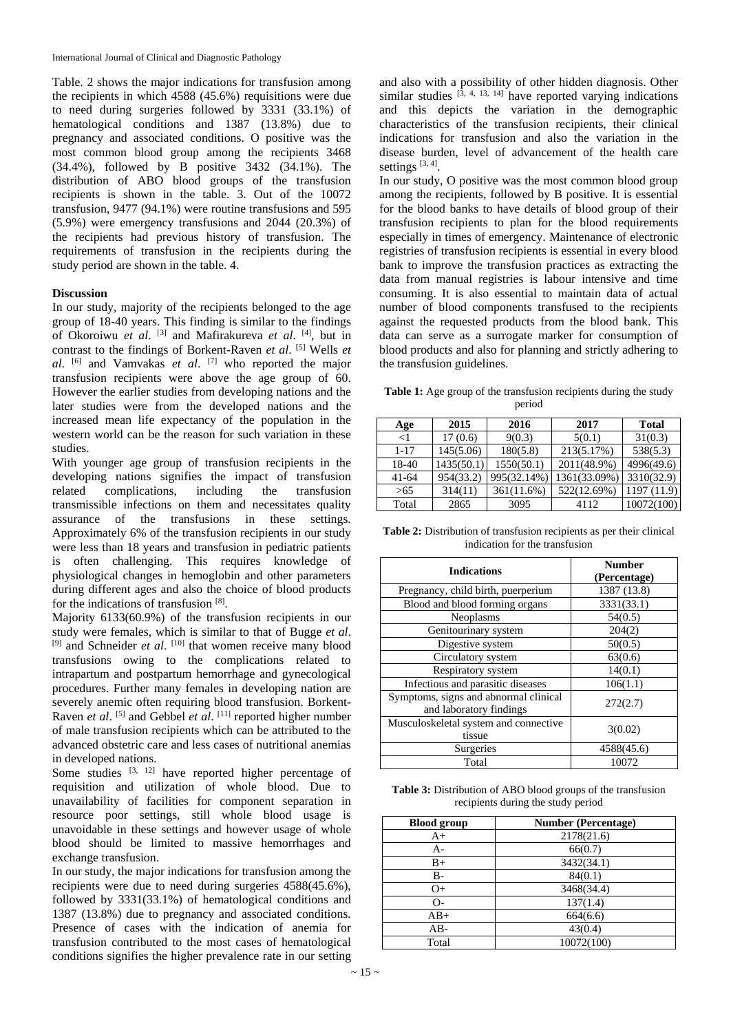Table. 2 shows the major indications for transfusion among the recipients in which 4588 (45.6%) requisitions were due to need during surgeries followed by 3331 (33.1%) of hematological conditions and 1387 (13.8%) due to pregnancy and associated conditions. O positive was the most common blood group among the recipients 3468 (34.4%), followed by B positive 3432 (34.1%). The distribution of ABO blood groups of the transfusion recipients is shown in the table. 3. Out of the 10072 transfusion, 9477 (94.1%) were routine transfusions and 595 (5.9%) were emergency transfusions and 2044 (20.3%) of the recipients had previous history of transfusion. The requirements of transfusion in the recipients during the study period are shown in the table. 4.

## Discussion

In our study, majority of the recipients belonged to the age group of 18-40 years. This finding is similar to the findings of Okoroiwu *et al*. [3] and Mafirakureva *et al*. [4], but in contrast to the findings of Borkent-Raven *et al*. [5] Wells *et al*. [6] and Vamvakas *et al*. [7] who reported the major transfusion recipients were above the age group of 60. However the earlier studies from developing nations and the later studies were from the developed nations and the increased mean life expectancy of the population in the western world can be the reason for such variation in these studies.

With younger age group of transfusion recipients in the developing nations signifies the impact of transfusion related complications, including the transfusion transmissible infections on them and necessitates quality assurance of the transfusions in these settings. Approximately 6% of the transfusion recipients in our study were less than 18 years and transfusion in pediatric patients is often challenging. This requires knowledge of physiological changes in hemoglobin and other parameters during different ages and also the choice of blood products for the indications of transfusion [8].

Majority 6133(60.9%) of the transfusion recipients in our study were females, which is similar to that of Bugge *et al*. [9] and Schneider *et al*. [10] that women receive many blood transfusions owing to the complications related to intrapartum and postpartum hemorrhage and gynecological procedures. Further many females in developing nation are severely anemic often requiring blood transfusion. Borkent-Raven *et al*. [5] and Gebbel *et al*. [11] reported higher number of male transfusion recipients which can be attributed to the advanced obstetric care and less cases of nutritional anemias in developed nations.

Some studies [3, 12] have reported higher percentage of requisition and utilization of whole blood. Due to unavailability of facilities for component separation in resource poor settings, still whole blood usage is unavoidable in these settings and however usage of whole blood should be limited to massive hemorrhages and exchange transfusion.

In our study, the major indications for transfusion among the recipients were due to need during surgeries 4588(45.6%), followed by 3331(33.1%) of hematological conditions and 1387 (13.8%) due to pregnancy and associated conditions. Presence of cases with the indication of anemia for transfusion contributed to the most cases of hematological conditions signifies the higher prevalence rate in our setting and also with a possibility of other hidden diagnosis. Other similar studies [3, 4, 13, 14] have reported varying indications and this depicts the variation in the demographic characteristics of the transfusion recipients, their clinical indications for transfusion and also the variation in the disease burden, level of advancement of the health care settings [3, 4].

In our study, O positive was the most common blood group among the recipients, followed by B positive. It is essential for the blood banks to have details of blood group of their transfusion recipients to plan for the blood requirements especially in times of emergency. Maintenance of electronic registries of transfusion recipients is essential in every blood bank to improve the transfusion practices as extracting the data from manual registries is labour intensive and time consuming. It is also essential to maintain data of actual number of blood components transfused to the recipients against the requested products from the blood bank. This data can serve as a surrogate marker for consumption of blood products and also for planning and strictly adhering to the transfusion guidelines.

**Table 1:** Age group of the transfusion recipients during the study period

| Age | 2015 | 2016 | 2017 | Total |
|---|---|---|---|---|
| <1 | 17 (0.6) | 9(0.3) | 5(0.1) | 31(0.3) |
| 1-17 | 145(5.06) | 180(5.8) | 213(5.17%) | 538(5.3) |
| 18-40 | 1435(50.1) | 1550(50.1) | 2011(48.9%) | 4996(49.6) |
| 41-64 | 954(33.2) | 995(32.14%) | 1361(33.09%) | 3310(32.9) |
| >65 | 314(11) | 361(11.6%) | 522(12.69%) | 1197 (11.9) |
| Total | 2865 | 3095 | 4112 | 10072(100) |

**Table 2:** Distribution of transfusion recipients as per their clinical indication for the transfusion

| Indications | Number (Percentage) |
|---|---|
| Pregnancy, child birth, puerperium | 1387 (13.8) |
| Blood and blood forming organs | 3331(33.1) |
| Neoplasms | 54(0.5) |
| Genitourinary system | 204(2) |
| Digestive system | 50(0.5) |
| Circulatory system | 63(0.6) |
| Respiratory system | 14(0.1) |
| Infectious and parasitic diseases | 106(1.1) |
| Symptoms, signs and abnormal clinical and laboratory findings | 272(2.7) |
| Musculoskeletal system and connective tissue | 3(0.02) |
| Surgeries | 4588(45.6) |
| Total | 10072 |

**Table 3:** Distribution of ABO blood groups of the transfusion recipients during the study period

| Blood group | Number (Percentage) |
|---|---|
| A+ | 2178(21.6) |
| A- | 66(0.7) |
| B+ | 3432(34.1) |
| B- | 84(0.1) |
| O+ | 3468(34.4) |
| O- | 137(1.4) |
| AB+ | 664(6.6) |
| AB- | 43(0.4) |
| Total | 10072(100) |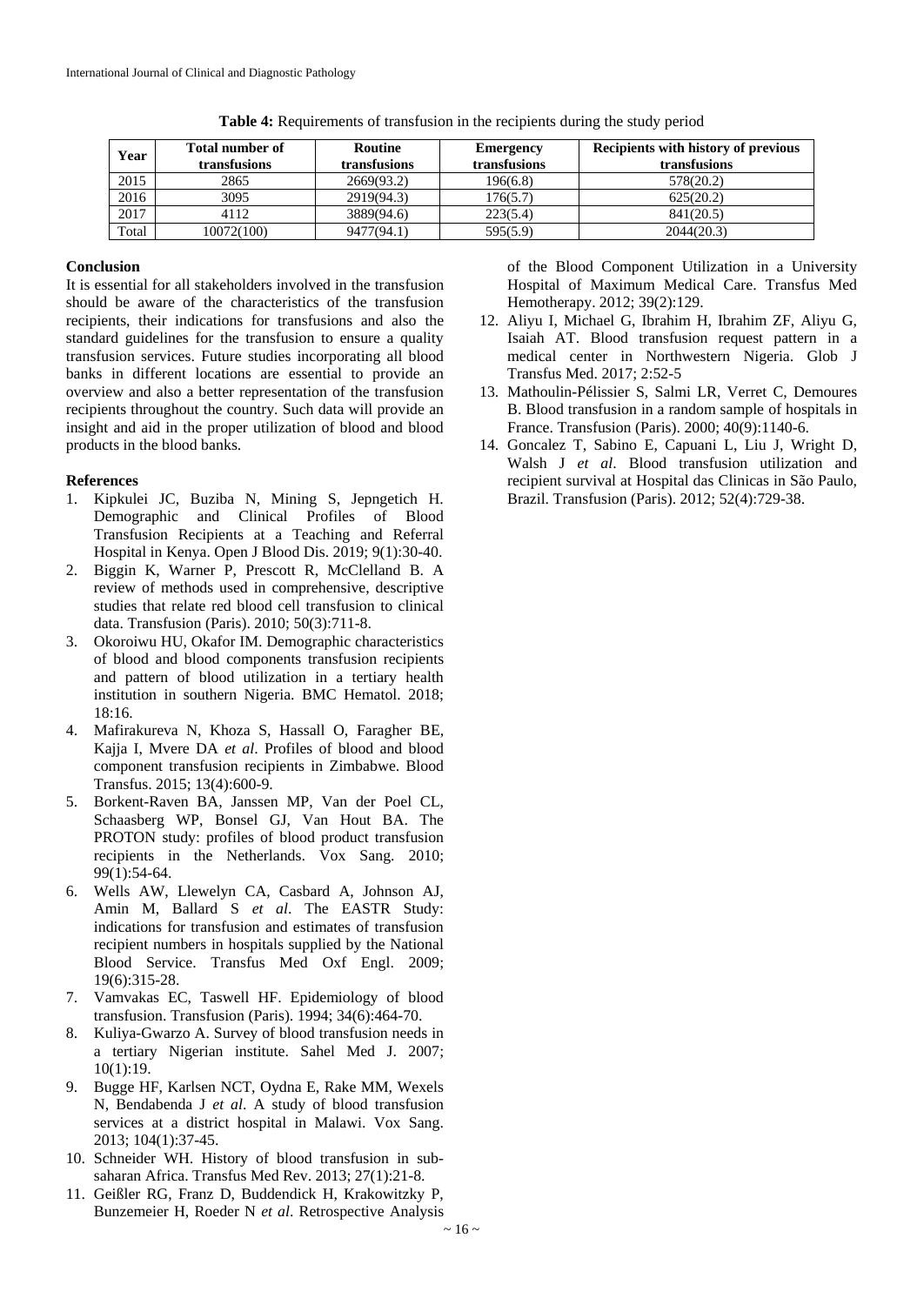**Table 4:** Requirements of transfusion in the recipients during the study period

| Year | Total number of transfusions | Routine transfusions | Emergency transfusions | Recipients with history of previous transfusions |
|---|---|---|---|---|
| 2015 | 2865 | 2669(93.2) | 196(6.8) | 578(20.2) |
| 2016 | 3095 | 2919(94.3) | 176(5.7) | 625(20.2) |
| 2017 | 4112 | 3889(94.6) | 223(5.4) | 841(20.5) |
| Total | 10072(100) | 9477(94.1) | 595(5.9) | 2044(20.3) |

## Conclusion

It is essential for all stakeholders involved in the transfusion should be aware of the characteristics of the transfusion recipients, their indications for transfusions and also the standard guidelines for the transfusion to ensure a quality transfusion services. Future studies incorporating all blood banks in different locations are essential to provide an overview and also a better representation of the transfusion recipients throughout the country. Such data will provide an insight and aid in the proper utilization of blood and blood products in the blood banks.

## References

1. Kipkulei JC, Buziba N, Mining S, Jepngetich H. Demographic and Clinical Profiles of Blood Transfusion Recipients at a Teaching and Referral Hospital in Kenya. Open J Blood Dis. 2019; 9(1):30-40.
2. Biggin K, Warner P, Prescott R, McClelland B. A review of methods used in comprehensive, descriptive studies that relate red blood cell transfusion to clinical data. Transfusion (Paris). 2010; 50(3):711-8.
3. Okoroiwu HU, Okafor IM. Demographic characteristics of blood and blood components transfusion recipients and pattern of blood utilization in a tertiary health institution in southern Nigeria. BMC Hematol. 2018; 18:16.
4. Mafirakureva N, Khoza S, Hassall O, Faragher BE, Kajja I, Mvere DA *et al*. Profiles of blood and blood component transfusion recipients in Zimbabwe. Blood Transfus. 2015; 13(4):600-9.
5. Borkent-Raven BA, Janssen MP, Van der Poel CL, Schaasberg WP, Bonsel GJ, Van Hout BA. The PROTON study: profiles of blood product transfusion recipients in the Netherlands. Vox Sang. 2010; 99(1):54-64.
6. Wells AW, Llewelyn CA, Casbard A, Johnson AJ, Amin M, Ballard S *et al*. The EASTR Study: indications for transfusion and estimates of transfusion recipient numbers in hospitals supplied by the National Blood Service. Transfus Med Oxf Engl. 2009; 19(6):315-28.
7. Vamvakas EC, Taswell HF. Epidemiology of blood transfusion. Transfusion (Paris). 1994; 34(6):464-70.
8. Kuliya-Gwarzo A. Survey of blood transfusion needs in a tertiary Nigerian institute. Sahel Med J. 2007; 10(1):19.
9. Bugge HF, Karlsen NCT, Oydna E, Rake MM, Wexels N, Bendabenda J *et al*. A study of blood transfusion services at a district hospital in Malawi. Vox Sang. 2013; 104(1):37-45.
10. Schneider WH. History of blood transfusion in sub-saharan Africa. Transfus Med Rev. 2013; 27(1):21-8.
11. Geißler RG, Franz D, Buddendick H, Krakowitzky P, Bunzemeier H, Roeder N *et al*. Retrospective Analysis of the Blood Component Utilization in a University Hospital of Maximum Medical Care. Transfus Med Hemotherapy. 2012; 39(2):129.
12. Aliyu I, Michael G, Ibrahim H, Ibrahim ZF, Aliyu G, Isaiah AT. Blood transfusion request pattern in a medical center in Northwestern Nigeria. Glob J Transfus Med. 2017; 2:52-5
13. Mathoulin-Pélissier S, Salmi LR, Verret C, Demoures B. Blood transfusion in a random sample of hospitals in France. Transfusion (Paris). 2000; 40(9):1140-6.
14. Goncalez T, Sabino E, Capuani L, Liu J, Wright D, Walsh J *et al*. Blood transfusion utilization and recipient survival at Hospital das Clinicas in São Paulo, Brazil. Transfusion (Paris). 2012; 52(4):729-38.